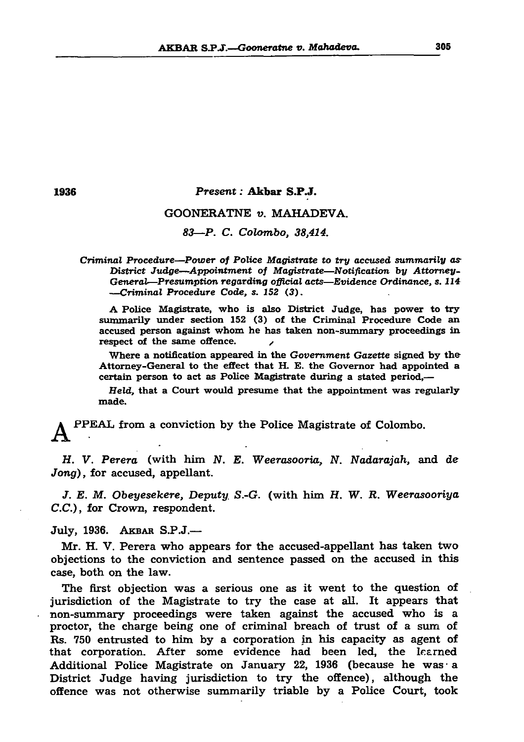1936

*Present :* **Akbar S.P.J.**

GOONERATNE *v.* MAHADEVA.

*83—P. C. Colombo, 38,414.*

*Criminal Procedure—Power of Police Magistrate to try accused summarily as District Judge—Appointment of Magistrate—Notification by Attorney-General—Presumption regarding official acts—Evidence Ordinance, s. 114 —Criminal Procedure Code, s. 152 (3).*

A Police Magistrate, who is also District Judge, has power to try summarily under section 152 (3) of the Criminal Procedure Code an accused person against whom he has taken non-summary proceedings in respect of the same offence.

Where a notification appeared in the *Government Gazette* signed by the Attorney-General to the effect that H. E. the Governor had appointed a certain person to act as Police Magistrate during a stated period,—

*Held,* that a Court would presume that the appointment was regularly made.

APPEAL from a conviction by the Police Magistrate of Colombo.

*H. V. Perera* (with him *N. E. Weerasooria, N. Nadarajah,* and *de Jong*), for accused, appellant.

*J. E. M. Obeyesekere, Deputy S.-G.* (with him *H. W. R. Weerasooriya C.C.*), for Crown, respondent.

July, 1936. AKBAR S.P.J.—

Mr. H. V. Perera who appears for the accused-appellant has taken two objections to the conviction and sentence passed on the accused in this case, both on the law.

The first objection was a serious one as it went to the question of jurisdiction of the Magistrate to try the case at all. It appears that non-summary proceedings were taken against the accused who is a proctor, the charge being one of criminal breach of trust of a sum of Rs. 750 entrusted to him by a corporation in his capacity as agent of that corporation. After some evidence had been led, the learned Additional Police Magistrate on January 22, 1936 (because he was a District Judge having jurisdiction to try the offence), although the offence was not otherwise summarily triable by a Police Court, took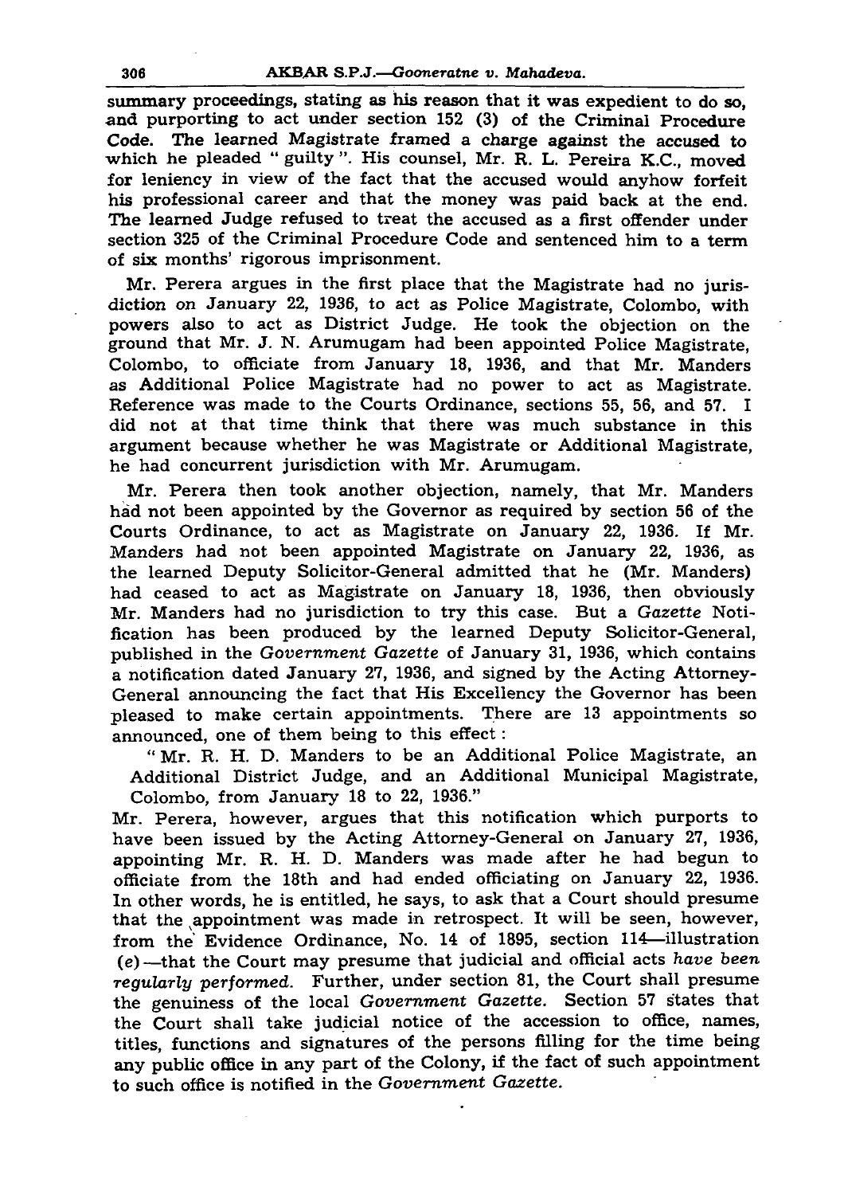summary proceedings, stating as his reason that it was expedient to do so, and purporting to act under section 152 (3) of the Criminal Procedure Code. The learned Magistrate framed a charge against the accused to which he pleaded " guilty ". His counsel, Mr. R. L. Pereira K.C., moved for leniency in view of the fact that the accused would anyhow forfeit his professional career and that the money was paid back at the end. The learned Judge refused to treat the accused as a first offender under section 325 of the Criminal Procedure Code and sentenced him to a term of six months' rigorous imprisonment.

Mr. Perera argues in the first place that the Magistrate had no jurisdiction on January 22, 1936, to act as Police Magistrate, Colombo, with powers also to act as District Judge. He took the objection on the ground that Mr. J. N. Arumugam had been appointed Police Magistrate, Colombo, to officiate from January 18, 1936, and that Mr. Manders as Additional Police Magistrate had no power to act as Magistrate. Reference was made to the Courts Ordinance, sections 55, 56, and 57. I did not at that time think that there was much substance in this argument because whether he was Magistrate or Additional Magistrate, he had concurrent jurisdiction with Mr. Arumugam.

Mr. Perera then took another objection, namely, that Mr. Manders had not been appointed by the Governor as required by section 56 of the Courts Ordinance, to act as Magistrate on January 22, 1936. If Mr. Manders had not been appointed Magistrate on January 22, 1936, as the learned Deputy Solicitor-General admitted that he (Mr. Manders) had ceased to act as Magistrate on January 18, 1936, then obviously Mr. Manders had no jurisdiction to try this case. But a *Gazette* Notification has been produced by the learned Deputy Solicitor-General, published in the *Government Gazette* of January 31, 1936, which contains a notification dated January 27, 1936, and signed by the Acting Attorney-General announcing the fact that His Excellency the Governor has been pleased to make certain appointments. There are 13 appointments so announced, one of them being to this effect :

> " Mr. R. H. D. Manders to be an Additional Police Magistrate, an Additional District Judge, and an Additional Municipal Magistrate, Colombo, from January 18 to 22, 1936."

Mr. Perera, however, argues that this notification which purports to have been issued by the Acting Attorney-General on January 27, 1936, appointing Mr. R. H. D. Manders was made after he had begun to officiate from the 18th and had ended officiating on January 22, 1936. In other words, he is entitled, he says, to ask that a Court should presume that the appointment was made in retrospect. It will be seen, however, from the Evidence Ordinance, No. 14 of 1895, section 114—illustration (*e*)—that the Court may presume that judicial and official acts *have been regularly performed.* Further, under section 81, the Court shall presume the genuiness of the local *Government Gazette.* Section 57 states that the Court shall take judicial notice of the accession to office, names, titles, functions and signatures of the persons filling for the time being any public office in any part of the Colony, if the fact of such appointment to such office is notified in the *Government Gazette.*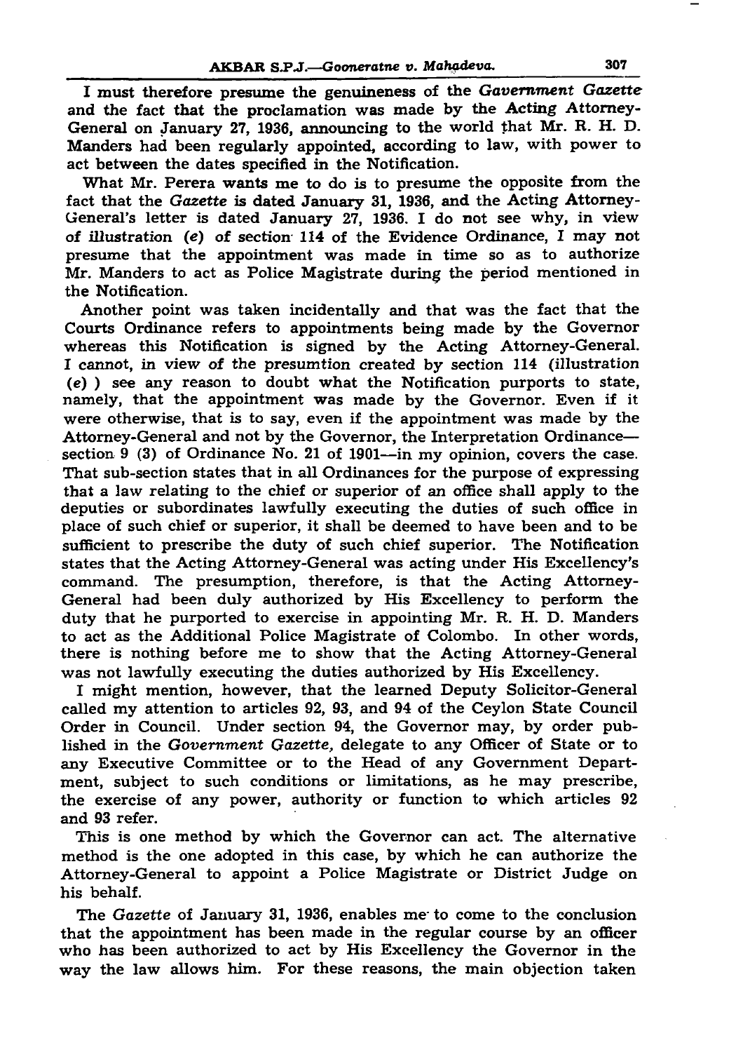I must therefore presume the genuineness of the *Government Gazette* and the fact that the proclamation was made by the Acting Attorney-General on January 27, 1936, announcing to the world that Mr. R. H. D. Manders had been regularly appointed, according to law, with power to act between the dates specified in the Notification.

What Mr. Perera wants me to do is to presume the opposite from the fact that the *Gazette* is dated January 31, 1936, and the Acting Attorney-General's letter is dated January 27, 1936. I do not see why, in view of illustration (*e*) of section 114 of the Evidence Ordinance, I may not presume that the appointment was made in time so as to authorize Mr. Manders to act as Police Magistrate during the period mentioned in the Notification.

Another point was taken incidentally and that was the fact that the Courts Ordinance refers to appointments being made by the Governor whereas this Notification is signed by the Acting Attorney-General. I cannot, in view of the presumtion created by section 114 (illustration (*e*) ) see any reason to doubt what the Notification purports to state, namely, that the appointment was made by the Governor. Even if it were otherwise, that is to say, even if the appointment was made by the Attorney-General and not by the Governor, the Interpretation Ordinance—section 9 (3) of Ordinance No. 21 of 1901—in my opinion, covers the case. That sub-section states that in all Ordinances for the purpose of expressing that a law relating to the chief or superior of an office shall apply to the deputies or subordinates lawfully executing the duties of such office in place of such chief or superior, it shall be deemed to have been and to be sufficient to prescribe the duty of such chief superior. The Notification states that the Acting Attorney-General was acting under His Excellency's command. The presumption, therefore, is that the Acting Attorney-General had been duly authorized by His Excellency to perform the duty that he purported to exercise in appointing Mr. R. H. D. Manders to act as the Additional Police Magistrate of Colombo. In other words, there is nothing before me to show that the Acting Attorney-General was not lawfully executing the duties authorized by His Excellency.

I might mention, however, that the learned Deputy Solicitor-General called my attention to articles 92, 93, and 94 of the Ceylon State Council Order in Council. Under section 94, the Governor may, by order published in the *Government Gazette,* delegate to any Officer of State or to any Executive Committee or to the Head of any Government Department, subject to such conditions or limitations, as he may prescribe, the exercise of any power, authority or function to which articles 92 and 93 refer.

This is one method by which the Governor can act. The alternative method is the one adopted in this case, by which he can authorize the Attorney-General to appoint a Police Magistrate or District Judge on his behalf.

The *Gazette* of January 31, 1936, enables me to come to the conclusion that the appointment has been made in the regular course by an officer who has been authorized to act by His Excellency the Governor in the way the law allows him. For these reasons, the main objection taken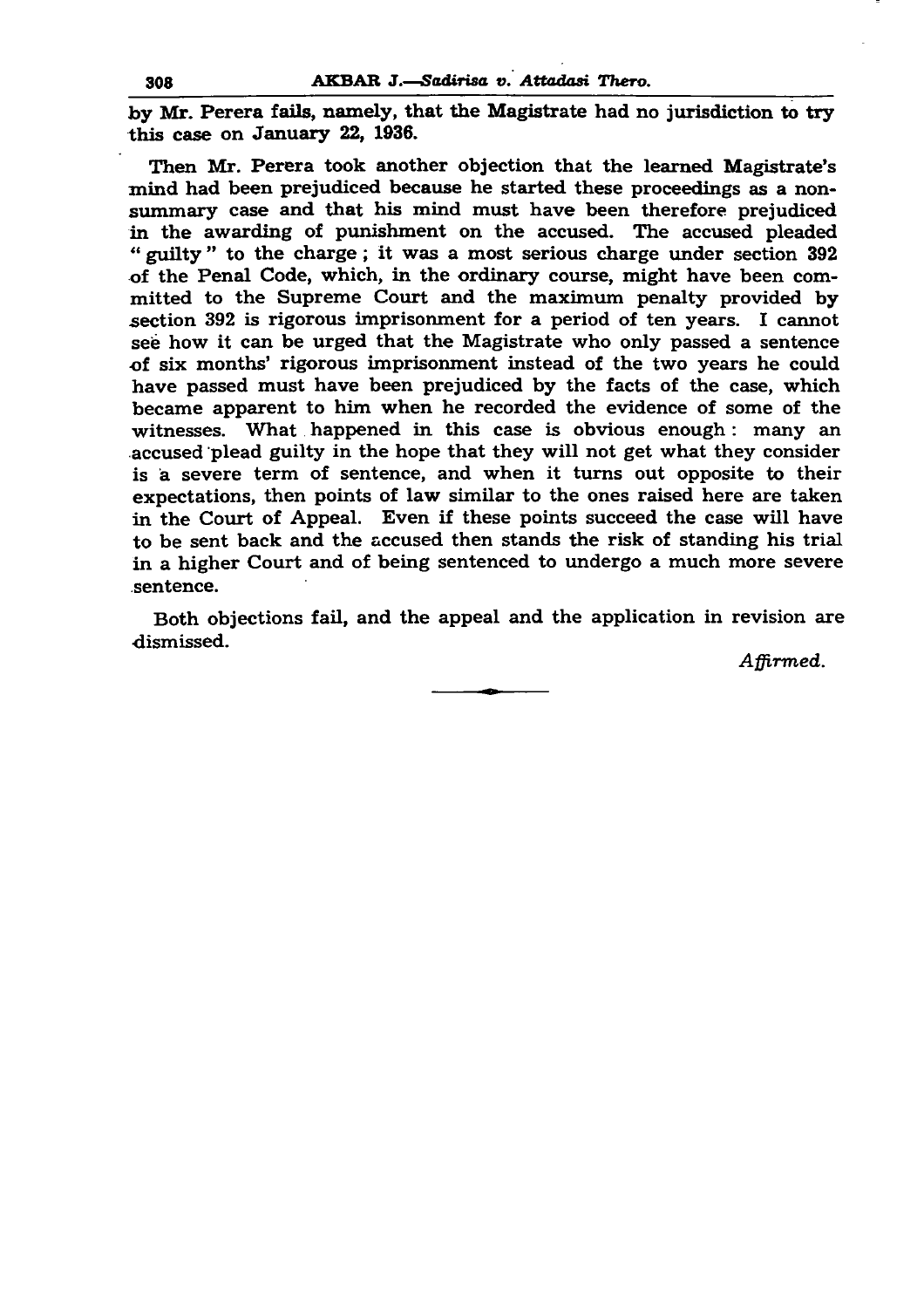by Mr. Perera fails, namely, that the Magistrate had no jurisdiction to try this case on January 22, 1936.

Then Mr. Perera took another objection that the learned Magistrate's mind had been prejudiced because he started these proceedings as a non-summary case and that his mind must have been therefore prejudiced in the awarding of punishment on the accused. The accused pleaded "guilty" to the charge; it was a most serious charge under section 392 of the Penal Code, which, in the ordinary course, might have been committed to the Supreme Court and the maximum penalty provided by section 392 is rigorous imprisonment for a period of ten years. I cannot see how it can be urged that the Magistrate who only passed a sentence of six months' rigorous imprisonment instead of the two years he could have passed must have been prejudiced by the facts of the case, which became apparent to him when he recorded the evidence of some of the witnesses. What happened in this case is obvious enough: many an accused plead guilty in the hope that they will not get what they consider is a severe term of sentence, and when it turns out opposite to their expectations, then points of law similar to the ones raised here are taken in the Court of Appeal. Even if these points succeed the case will have to be sent back and the accused then stands the risk of standing his trial in a higher Court and of being sentenced to undergo a much more severe sentence.

Both objections fail, and the appeal and the application in revision are dismissed.

*Affirmed.*